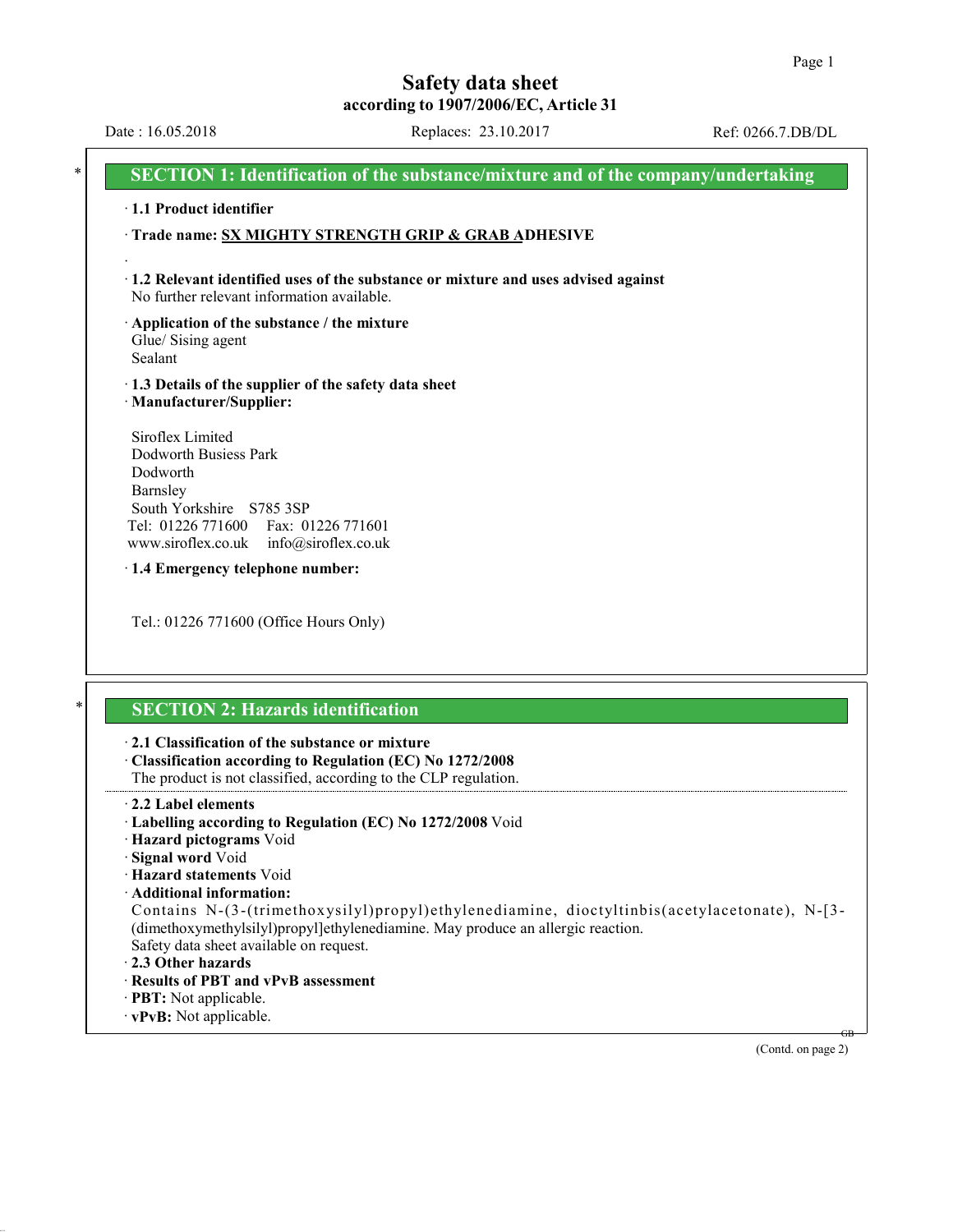# Safety data sheet
## according to 1907/2006/EC, Article 31

Date : 16.05.2018 | Replaces: 23.10.2017 | Ref: 0266.7.DB/DL

## * SECTION 1: Identification of the substance/mixture and of the company/undertaking

· **1.1 Product identifier**

· **Trade name: SX MIGHTY STRENGTH GRIP & GRAB ADHESIVE**

· **1.2 Relevant identified uses of the substance or mixture and uses advised against**
No further relevant information available.

· **Application of the substance / the mixture**
Glue/ Sising agent
Sealant

· **1.3 Details of the supplier of the safety data sheet**
· **Manufacturer/Supplier:**

Siroflex Limited
Dodworth Busiess Park
Dodworth
Barnsley
South Yorkshire S785 3SP
Tel: 01226 771600 Fax: 01226 771601
www.siroflex.co.uk info@siroflex.co.uk

· **1.4 Emergency telephone number:**

Tel.: 01226 771600 (Office Hours Only)

## * SECTION 2: Hazards identification

· **2.1 Classification of the substance or mixture**
· **Classification according to Regulation (EC) No 1272/2008**
The product is not classified, according to the CLP regulation.

· **2.2 Label elements**
· **Labelling according to Regulation (EC) No 1272/2008** Void
· **Hazard pictograms** Void
· **Signal word** Void
· **Hazard statements** Void
· **Additional information:**
Contains N-(3-(trimethoxysilyl)propyl)ethylenediamine, dioctyltinbis(acetylacetonate), N-[3-(dimethoxymethylsilyl)propyl]ethylenediamine. May produce an allergic reaction.
Safety data sheet available on request.
· **2.3 Other hazards**
· **Results of PBT and vPvB assessment**
· **PBT:** Not applicable.
· **vPvB:** Not applicable.

(Contd. on page 2)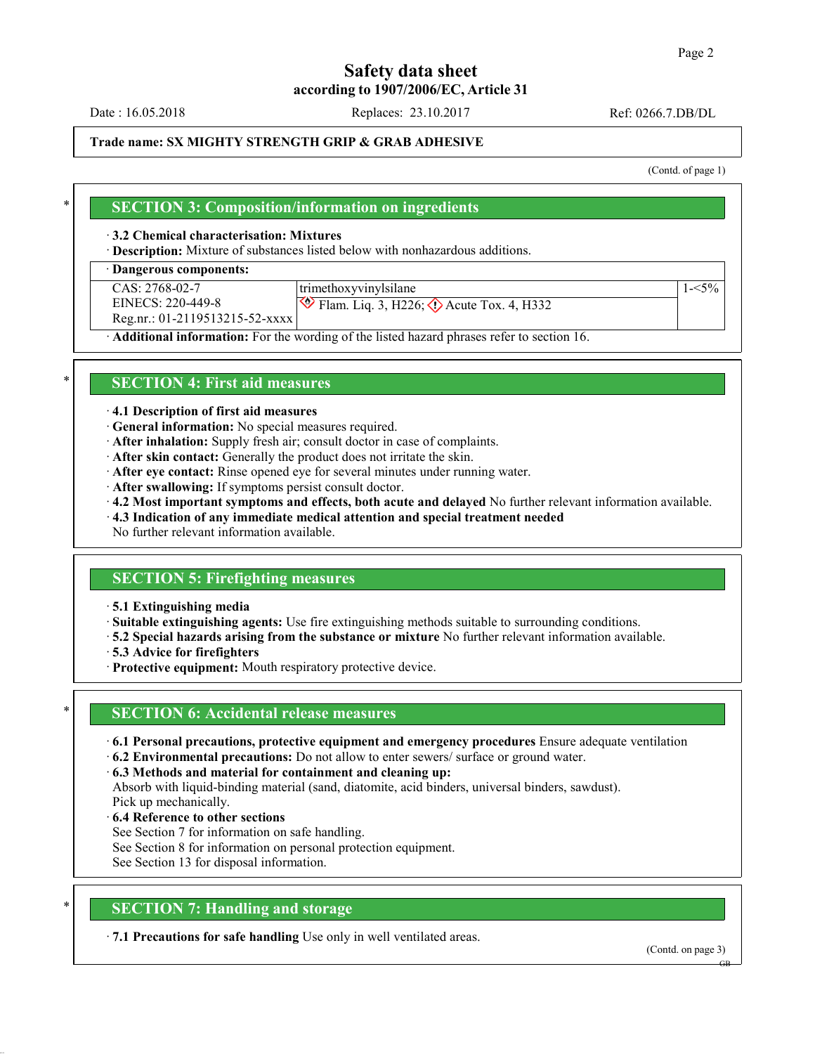**Safety data sheet**
**according to 1907/2006/EC, Article 31**

Date : 16.05.2018 Replaces: 23.10.2017 Ref: 0266.7.DB/DL

**Trade name: SX MIGHTY STRENGTH GRIP & GRAB ADHESIVE**

(Contd. of page 1)

## * SECTION 3: Composition/information on ingredients

· **3.2 Chemical characterisation: Mixtures**
· **Description:** Mixture of substances listed below with nonhazardous additions.

· **Dangerous components:**

| | | |
|---|---|---|
| CAS: 2768-02-7<br>EINECS: 220-449-8<br>Reg.nr.: 01-2119513215-52-xxxx | trimethoxyvinylsilane<br>Flam. Liq. 3, H226; Acute Tox. 4, H332 | 1-<5% |

· **Additional information:** For the wording of the listed hazard phrases refer to section 16.

## * SECTION 4: First aid measures

· **4.1 Description of first aid measures**
· **General information:** No special measures required.
· **After inhalation:** Supply fresh air; consult doctor in case of complaints.
· **After skin contact:** Generally the product does not irritate the skin.
· **After eye contact:** Rinse opened eye for several minutes under running water.
· **After swallowing:** If symptoms persist consult doctor.
· **4.2 Most important symptoms and effects, both acute and delayed** No further relevant information available.
· **4.3 Indication of any immediate medical attention and special treatment needed**
No further relevant information available.

## SECTION 5: Firefighting measures

· **5.1 Extinguishing media**
· **Suitable extinguishing agents:** Use fire extinguishing methods suitable to surrounding conditions.
· **5.2 Special hazards arising from the substance or mixture** No further relevant information available.
· **5.3 Advice for firefighters**
· **Protective equipment:** Mouth respiratory protective device.

## * SECTION 6: Accidental release measures

· **6.1 Personal precautions, protective equipment and emergency procedures** Ensure adequate ventilation
· **6.2 Environmental precautions:** Do not allow to enter sewers/ surface or ground water.
· **6.3 Methods and material for containment and cleaning up:**
Absorb with liquid-binding material (sand, diatomite, acid binders, universal binders, sawdust).
Pick up mechanically.
· **6.4 Reference to other sections**
See Section 7 for information on safe handling.
See Section 8 for information on personal protection equipment.
See Section 13 for disposal information.

## * SECTION 7: Handling and storage

· **7.1 Precautions for safe handling** Use only in well ventilated areas.

(Contd. on page 3)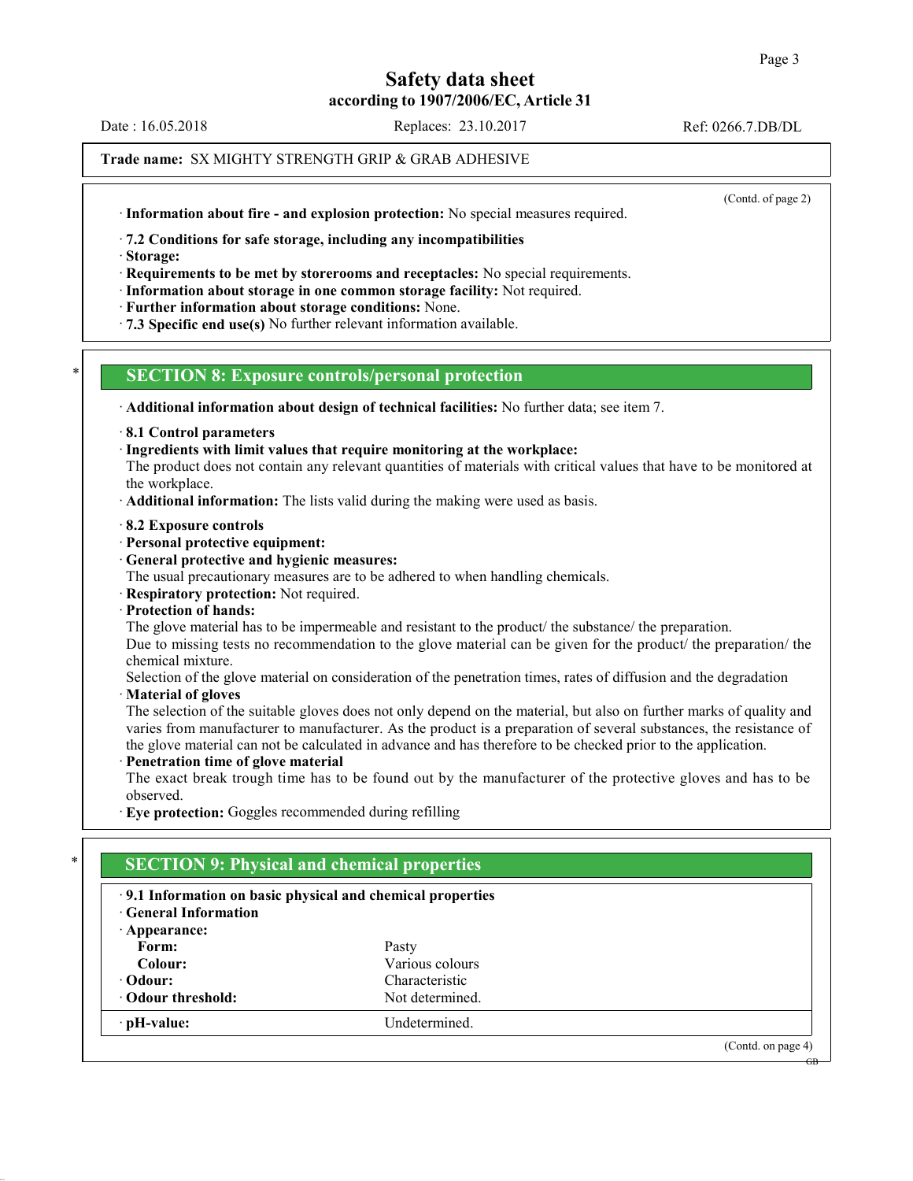Trade name: SX MIGHTY STRENGTH GRIP & GRAB ADHESIVE

(Contd. of page 2)

· **Information about fire - and explosion protection:** No special measures required.

· **7.2 Conditions for safe storage, including any incompatibilities**
· **Storage:**
· **Requirements to be met by storerooms and receptacles:** No special requirements.
· **Information about storage in one common storage facility:** Not required.
· **Further information about storage conditions:** None.
· **7.3 Specific end use(s)** No further relevant information available.

## SECTION 8: Exposure controls/personal protection

· **Additional information about design of technical facilities:** No further data; see item 7.

· **8.1 Control parameters**
· **Ingredients with limit values that require monitoring at the workplace:**
The product does not contain any relevant quantities of materials with critical values that have to be monitored at the workplace.
· **Additional information:** The lists valid during the making were used as basis.

· **8.2 Exposure controls**
· **Personal protective equipment:**
· **General protective and hygienic measures:**
The usual precautionary measures are to be adhered to when handling chemicals.
· **Respiratory protection:** Not required.
· **Protection of hands:**
The glove material has to be impermeable and resistant to the product/ the substance/ the preparation.
Due to missing tests no recommendation to the glove material can be given for the product/ the preparation/ the chemical mixture.
Selection of the glove material on consideration of the penetration times, rates of diffusion and the degradation
· **Material of gloves**
The selection of the suitable gloves does not only depend on the material, but also on further marks of quality and varies from manufacturer to manufacturer. As the product is a preparation of several substances, the resistance of the glove material can not be calculated in advance and has therefore to be checked prior to the application.
· **Penetration time of glove material**
The exact break trough time has to be found out by the manufacturer of the protective gloves and has to be observed.
· **Eye protection:** Goggles recommended during refilling

## SECTION 9: Physical and chemical properties

· **9.1 Information on basic physical and chemical properties**
· **General Information**

| · **Appearance:** | |
|---|---|
| **Form:** | Pasty |
| **Colour:** | Various colours |
| · **Odour:** | Characteristic |
| · **Odour threshold:** | Not determined. |
| · **pH-value:** | Undetermined. |

(Contd. on page 4)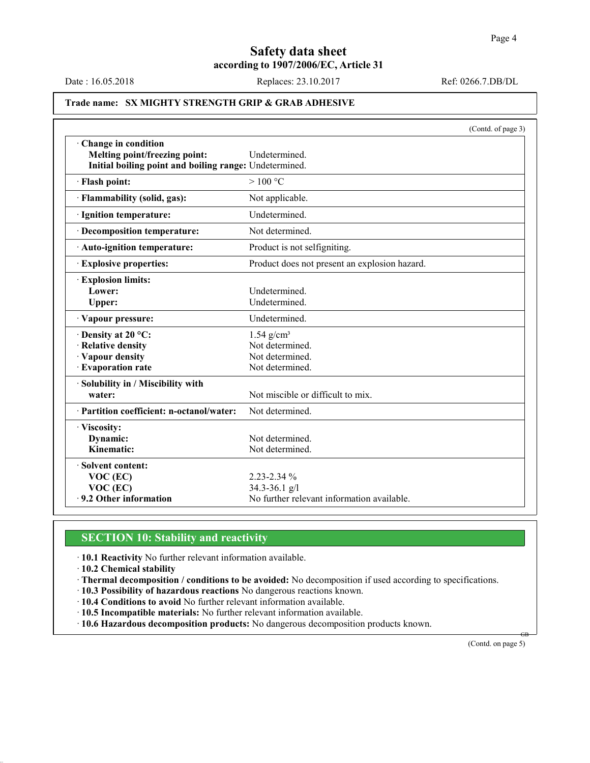Trade name: **SX MIGHTY STRENGTH GRIP & GRAB ADHESIVE**

(Contd. of page 3)

| | |
|---|---|
| · **Change in condition** | |
| **Melting point/freezing point:** | Undetermined. |
| **Initial boiling point and boiling range:** | Undetermined. |
| · **Flash point:** | > 100 °C |
| · **Flammability (solid, gas):** | Not applicable. |
| · **Ignition temperature:** | Undetermined. |
| · **Decomposition temperature:** | Not determined. |
| · **Auto-ignition temperature:** | Product is not selfigniting. |
| · **Explosive properties:** | Product does not present an explosion hazard. |
| · **Explosion limits:** | |
| **Lower:** | Undetermined. |
| **Upper:** | Undetermined. |
| · **Vapour pressure:** | Undetermined. |
| · **Density at 20 °C:** | 1.54 g/cm³ |
| · **Relative density** | Not determined. |
| · **Vapour density** | Not determined. |
| · **Evaporation rate** | Not determined. |
| · **Solubility in / Miscibility with water:** | Not miscible or difficult to mix. |
| · **Partition coefficient: n-octanol/water:** | Not determined. |
| · **Viscosity:** | |
| **Dynamic:** | Not determined. |
| **Kinematic:** | Not determined. |
| · **Solvent content:** | |
| **VOC (EC)** | 2.23-2.34 % |
| **VOC (EC)** | 34.3-36.1 g/l |
| · **9.2 Other information** | No further relevant information available. |

## SECTION 10: Stability and reactivity

· **10.1 Reactivity** No further relevant information available.

· **10.2 Chemical stability**

· **Thermal decomposition / conditions to be avoided:** No decomposition if used according to specifications.

· **10.3 Possibility of hazardous reactions** No dangerous reactions known.

· **10.4 Conditions to avoid** No further relevant information available.

· **10.5 Incompatible materials:** No further relevant information available.

· **10.6 Hazardous decomposition products:** No dangerous decomposition products known.

(Contd. on page 5)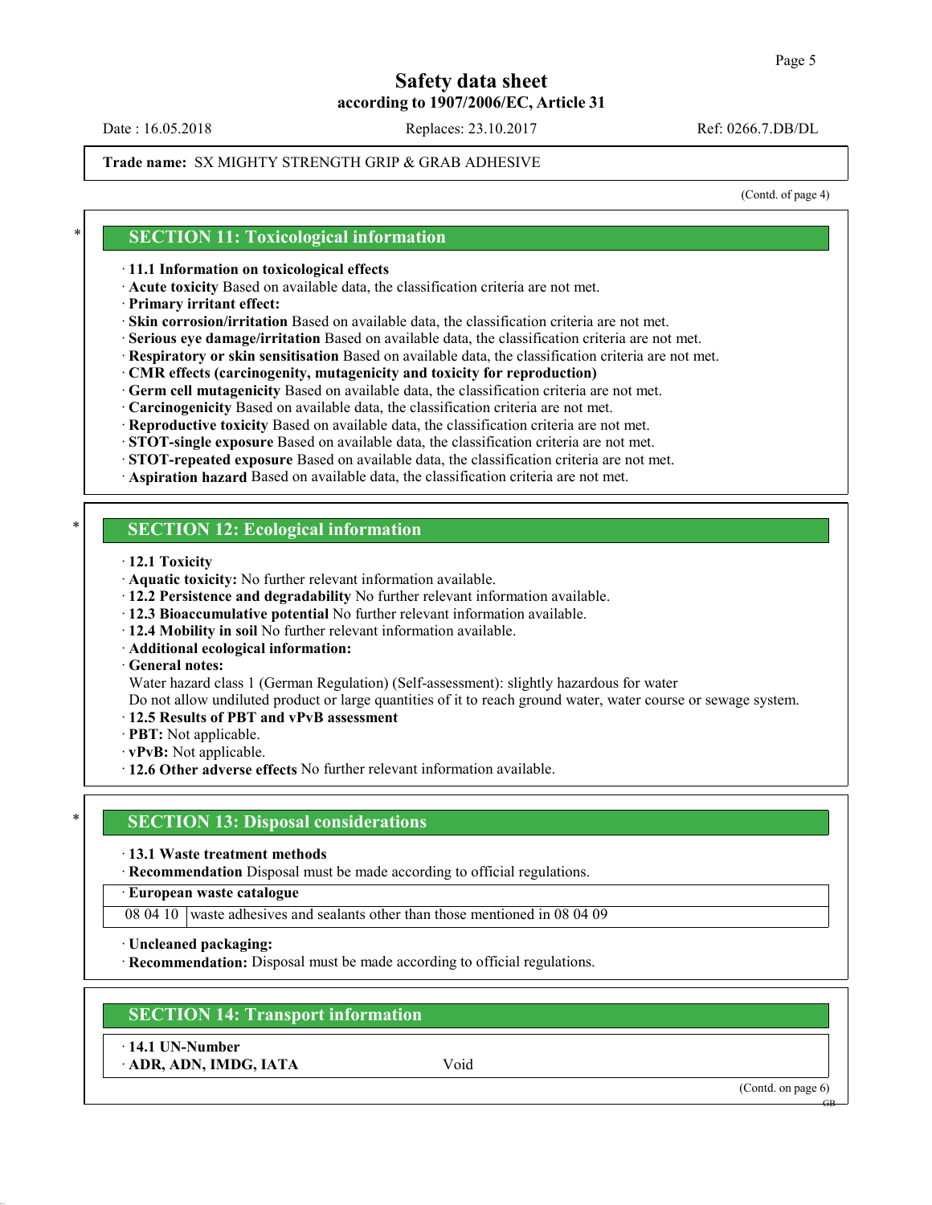Safety data sheet
according to 1907/2006/EC, Article 31

Date : 16.05.2018 Replaces: 23.10.2017 Ref: 0266.7.DB/DL

**Trade name:** SX MIGHTY STRENGTH GRIP & GRAB ADHESIVE

(Contd. of page 4)

## * SECTION 11: Toxicological information

· **11.1 Information on toxicological effects**
· **Acute toxicity** Based on available data, the classification criteria are not met.
· **Primary irritant effect:**
· **Skin corrosion/irritation** Based on available data, the classification criteria are not met.
· **Serious eye damage/irritation** Based on available data, the classification criteria are not met.
· **Respiratory or skin sensitisation** Based on available data, the classification criteria are not met.
· **CMR effects (carcinogenity, mutagenicity and toxicity for reproduction)**
· **Germ cell mutagenicity** Based on available data, the classification criteria are not met.
· **Carcinogenicity** Based on available data, the classification criteria are not met.
· **Reproductive toxicity** Based on available data, the classification criteria are not met.
· **STOT-single exposure** Based on available data, the classification criteria are not met.
· **STOT-repeated exposure** Based on available data, the classification criteria are not met.
· **Aspiration hazard** Based on available data, the classification criteria are not met.

## * SECTION 12: Ecological information

· **12.1 Toxicity**
· **Aquatic toxicity:** No further relevant information available.
· **12.2 Persistence and degradability** No further relevant information available.
· **12.3 Bioaccumulative potential** No further relevant information available.
· **12.4 Mobility in soil** No further relevant information available.
· **Additional ecological information:**
· **General notes:**
Water hazard class 1 (German Regulation) (Self-assessment): slightly hazardous for water
Do not allow undiluted product or large quantities of it to reach ground water, water course or sewage system.
· **12.5 Results of PBT and vPvB assessment**
· **PBT:** Not applicable.
· **vPvB:** Not applicable.
· **12.6 Other adverse effects** No further relevant information available.

## * SECTION 13: Disposal considerations

· **13.1 Waste treatment methods**
· **Recommendation** Disposal must be made according to official regulations.

| · **European waste catalogue** | |
|---|---|
| 08 04 10 | waste adhesives and sealants other than those mentioned in 08 04 09 |

· **Uncleaned packaging:**
· **Recommendation:** Disposal must be made according to official regulations.

## SECTION 14: Transport information

· **14.1 UN-Number**
· **ADR, ADN, IMDG, IATA** Void

(Contd. on page 6)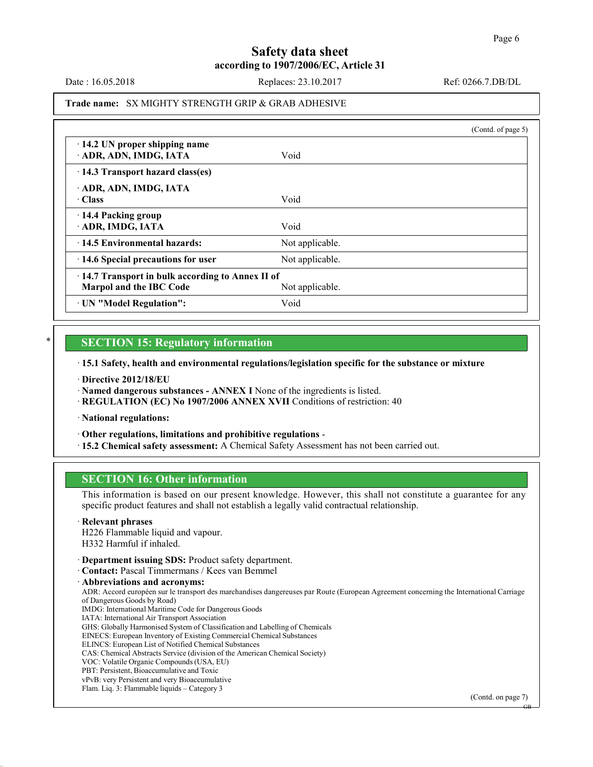Trade name: SX MIGHTY STRENGTH GRIP & GRAB ADHESIVE

(Contd. of page 5)

| | |
|---|---|
| · **14.2 UN proper shipping name**<br>· **ADR, ADN, IMDG, IATA** | Void |
| · **14.3 Transport hazard class(es)**<br>· **ADR, ADN, IMDG, IATA**<br>· **Class** | Void |
| · **14.4 Packing group**<br>· **ADR, IMDG, IATA** | Void |
| · **14.5 Environmental hazards:** | Not applicable. |
| · **14.6 Special precautions for user** | Not applicable. |
| · **14.7 Transport in bulk according to Annex II of Marpol and the IBC Code** | Not applicable. |
| · **UN "Model Regulation":** | Void |

\* 

## SECTION 15: Regulatory information

· **15.1 Safety, health and environmental regulations/legislation specific for the substance or mixture**

· **Directive 2012/18/EU**
· **Named dangerous substances - ANNEX I** None of the ingredients is listed.
· **REGULATION (EC) No 1907/2006 ANNEX XVII** Conditions of restriction: 40

· **National regulations:**

· **Other regulations, limitations and prohibitive regulations** -
· **15.2 Chemical safety assessment:** A Chemical Safety Assessment has not been carried out.

## SECTION 16: Other information

This information is based on our present knowledge. However, this shall not constitute a guarantee for any specific product features and shall not establish a legally valid contractual relationship.

· **Relevant phrases**
H226 Flammable liquid and vapour.
H332 Harmful if inhaled.

· **Department issuing SDS:** Product safety department.
· **Contact:** Pascal Timmermans / Kees van Bemmel
· **Abbreviations and acronyms:**
ADR: Accord européen sur le transport des marchandises dangereuses par Route (European Agreement concerning the International Carriage of Dangerous Goods by Road)
IMDG: International Maritime Code for Dangerous Goods
IATA: International Air Transport Association
GHS: Globally Harmonised System of Classification and Labelling of Chemicals
EINECS: European Inventory of Existing Commercial Chemical Substances
ELINCS: European List of Notified Chemical Substances
CAS: Chemical Abstracts Service (division of the American Chemical Society)
VOC: Volatile Organic Compounds (USA, EU)
PBT: Persistent, Bioaccumulative and Toxic
vPvB: very Persistent and very Bioaccumulative
Flam. Liq. 3: Flammable liquids – Category 3

(Contd. on page 7)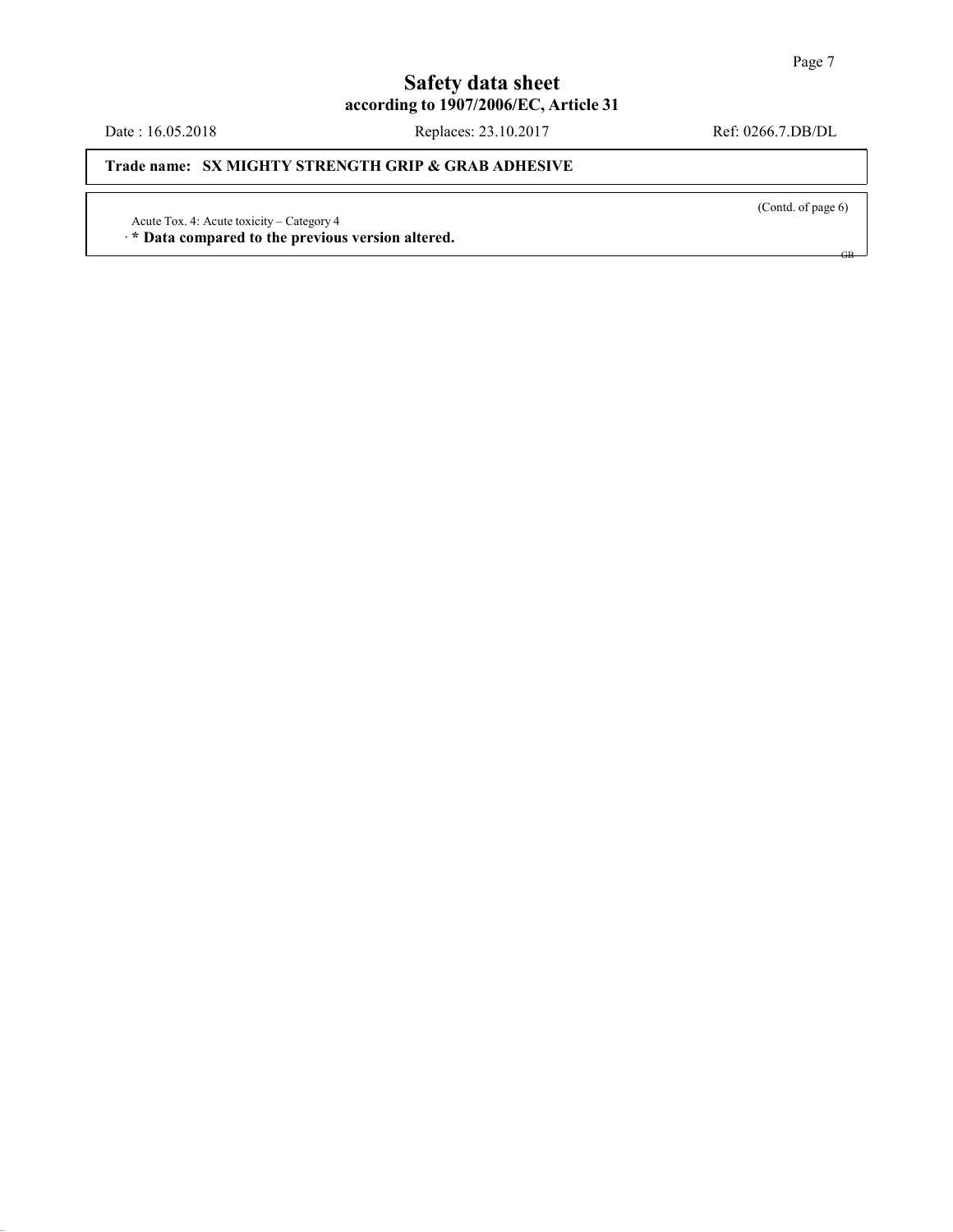Acute Tox. 4: Acute toxicity – Category 4

· **\* Data compared to the previous version altered.**